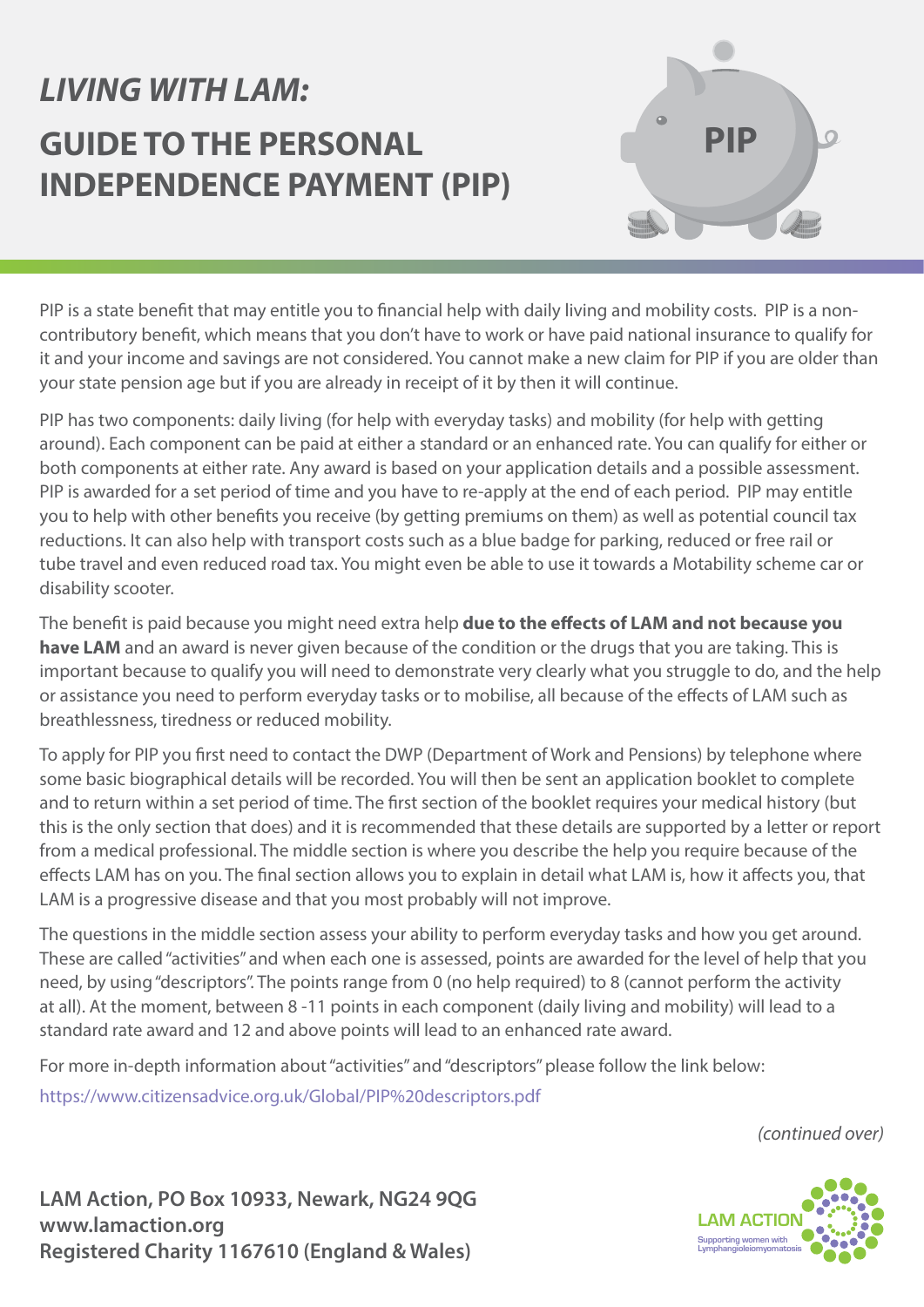# *LIVING WITH LAM:*

# GUIDE TO THE PERSONAL INDEPENDENCE PAYMENT (PIP)

PIP is a state benefit that may entitle you to financial help with daily living and mobility costs. PIP is a non-contributory benefit, which means that you don't have to work or have paid national insurance to qualify for it and your income and savings are not considered. You cannot make a new claim for PIP if you are older than your state pension age but if you are already in receipt of it by then it will continue.

PIP has two components: daily living (for help with everyday tasks) and mobility (for help with getting around). Each component can be paid at either a standard or an enhanced rate. You can qualify for either or both components at either rate. Any award is based on your application details and a possible assessment. PIP is awarded for a set period of time and you have to re-apply at the end of each period. PIP may entitle you to help with other benefits you receive (by getting premiums on them) as well as potential council tax reductions. It can also help with transport costs such as a blue badge for parking, reduced or free rail or tube travel and even reduced road tax. You might even be able to use it towards a Motability scheme car or disability scooter.

The benefit is paid because you might need extra help **due to the effects of LAM and not because you have LAM** and an award is never given because of the condition or the drugs that you are taking. This is important because to qualify you will need to demonstrate very clearly what you struggle to do, and the help or assistance you need to perform everyday tasks or to mobilise, all because of the effects of LAM such as breathlessness, tiredness or reduced mobility.

To apply for PIP you first need to contact the DWP (Department of Work and Pensions) by telephone where some basic biographical details will be recorded. You will then be sent an application booklet to complete and to return within a set period of time. The first section of the booklet requires your medical history (but this is the only section that does) and it is recommended that these details are supported by a letter or report from a medical professional. The middle section is where you describe the help you require because of the effects LAM has on you. The final section allows you to explain in detail what LAM is, how it affects you, that LAM is a progressive disease and that you most probably will not improve.

The questions in the middle section assess your ability to perform everyday tasks and how you get around. These are called "activities" and when each one is assessed, points are awarded for the level of help that you need, by using "descriptors". The points range from 0 (no help required) to 8 (cannot perform the activity at all). At the moment, between 8 -11 points in each component (daily living and mobility) will lead to a standard rate award and 12 and above points will lead to an enhanced rate award.

For more in-depth information about "activities" and "descriptors" please follow the link below:

https://www.citizensadvice.org.uk/Global/PIP%20descriptors.pdf

*(continued over)*

**LAM Action, PO Box 10933, Newark, NG24 9QG**
**www.lamaction.org**
**Registered Charity 1167610 (England & Wales)**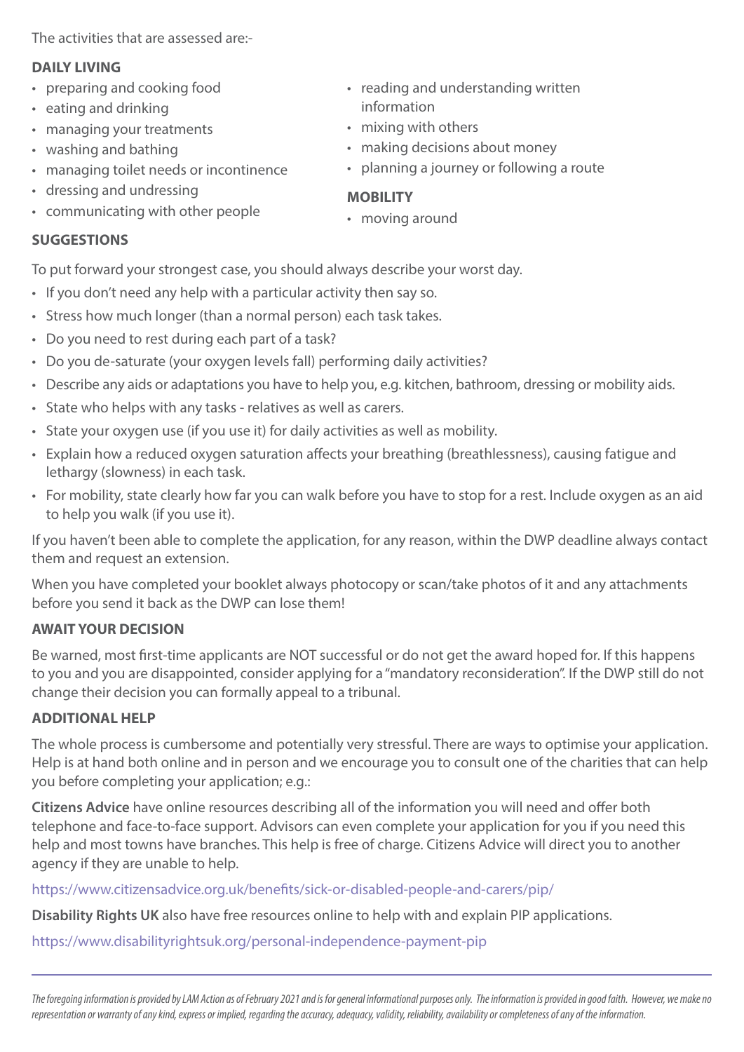The activities that are assessed are:-

**DAILY LIVING**

- preparing and cooking food
- eating and drinking
- managing your treatments
- washing and bathing
- managing toilet needs or incontinence
- dressing and undressing
- communicating with other people
- reading and understanding written information
- mixing with others
- making decisions about money
- planning a journey or following a route

**MOBILITY**

- moving around

**SUGGESTIONS**

To put forward your strongest case, you should always describe your worst day.

- If you don't need any help with a particular activity then say so.
- Stress how much longer (than a normal person) each task takes.
- Do you need to rest during each part of a task?
- Do you de-saturate (your oxygen levels fall) performing daily activities?
- Describe any aids or adaptations you have to help you, e.g. kitchen, bathroom, dressing or mobility aids.
- State who helps with any tasks - relatives as well as carers.
- State your oxygen use (if you use it) for daily activities as well as mobility.
- Explain how a reduced oxygen saturation affects your breathing (breathlessness), causing fatigue and lethargy (slowness) in each task.
- For mobility, state clearly how far you can walk before you have to stop for a rest. Include oxygen as an aid to help you walk (if you use it).

If you haven't been able to complete the application, for any reason, within the DWP deadline always contact them and request an extension.

When you have completed your booklet always photocopy or scan/take photos of it and any attachments before you send it back as the DWP can lose them!

**AWAIT YOUR DECISION**

Be warned, most first-time applicants are NOT successful or do not get the award hoped for. If this happens to you and you are disappointed, consider applying for a "mandatory reconsideration". If the DWP still do not change their decision you can formally appeal to a tribunal.

**ADDITIONAL HELP**

The whole process is cumbersome and potentially very stressful. There are ways to optimise your application. Help is at hand both online and in person and we encourage you to consult one of the charities that can help you before completing your application; e.g.:

**Citizens Advice** have online resources describing all of the information you will need and offer both telephone and face-to-face support. Advisors can even complete your application for you if you need this help and most towns have branches. This help is free of charge. Citizens Advice will direct you to another agency if they are unable to help.

https://www.citizensadvice.org.uk/benefits/sick-or-disabled-people-and-carers/pip/

**Disability Rights UK** also have free resources online to help with and explain PIP applications.

https://www.disabilityrightsuk.org/personal-independence-payment-pip

---

*The foregoing information is provided by LAM Action as of February 2021 and is for general informational purposes only. The information is provided in good faith. However, we make no representation or warranty of any kind, express or implied, regarding the accuracy, adequacy, validity, reliability, availability or completeness of any of the information.*